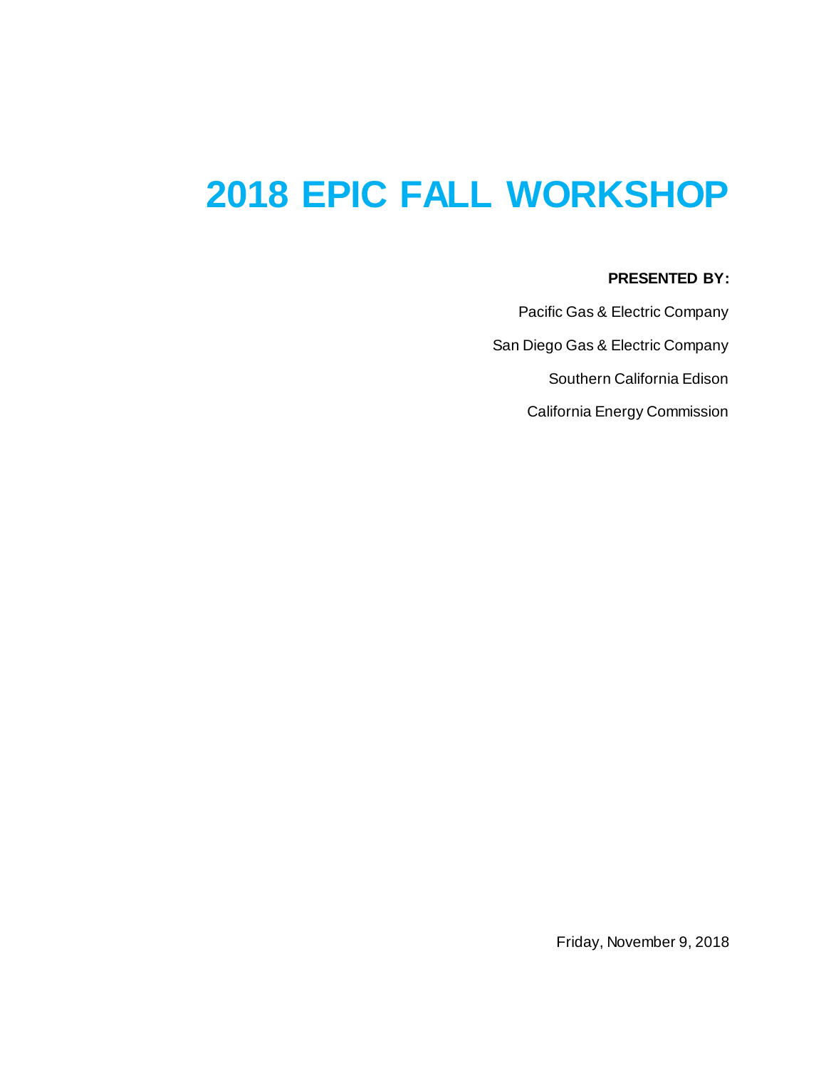# 2018 EPIC FALL WORKSHOP

**PRESENTED BY:**

Pacific Gas & Electric Company

San Diego Gas & Electric Company

Southern California Edison

California Energy Commission

Friday, November 9, 2018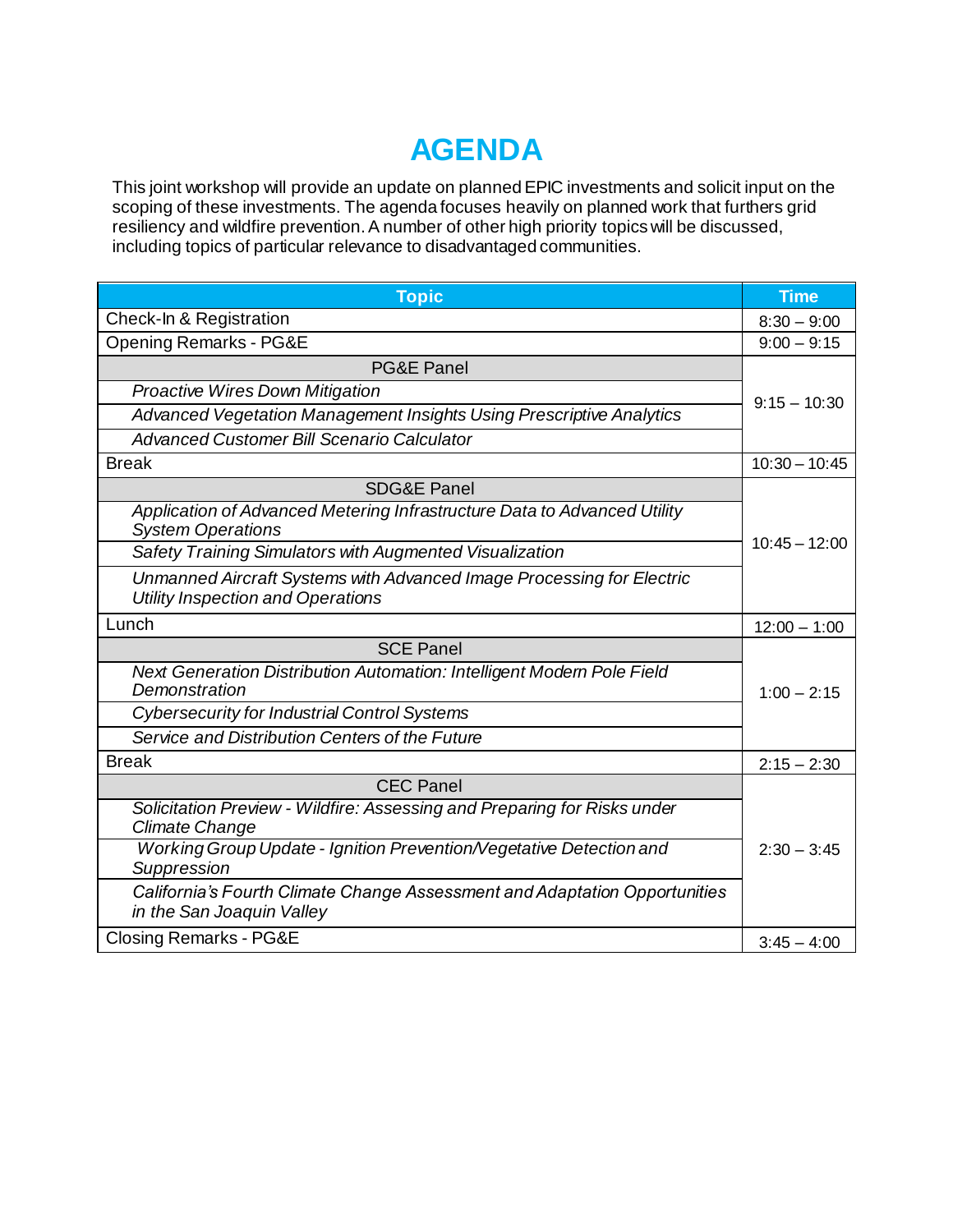# AGENDA

This joint workshop will provide an update on planned EPIC investments and solicit input on the scoping of these investments. The agenda focuses heavily on planned work that furthers grid resiliency and wildfire prevention. A number of other high priority topics will be discussed, including topics of particular relevance to disadvantaged communities.

| Topic | Time |
|---|---|
| Check-In & Registration | 8:30 – 9:00 |
| Opening Remarks - PG&E | 9:00 – 9:15 |
| PG&E Panel | 9:15 – 10:30 |
| *Proactive Wires Down Mitigation* | |
| *Advanced Vegetation Management Insights Using Prescriptive Analytics* | |
| *Advanced Customer Bill Scenario Calculator* | |
| Break | 10:30 – 10:45 |
| SDG&E Panel | 10:45 – 12:00 |
| *Application of Advanced Metering Infrastructure Data to Advanced Utility System Operations* | |
| *Safety Training Simulators with Augmented Visualization* | |
| *Unmanned Aircraft Systems with Advanced Image Processing for Electric Utility Inspection and Operations* | |
| Lunch | 12:00 – 1:00 |
| SCE Panel | 1:00 – 2:15 |
| *Next Generation Distribution Automation: Intelligent Modern Pole Field Demonstration* | |
| *Cybersecurity for Industrial Control Systems* | |
| *Service and Distribution Centers of the Future* | |
| Break | 2:15 – 2:30 |
| CEC Panel | 2:30 – 3:45 |
| *Solicitation Preview - Wildfire: Assessing and Preparing for Risks under Climate Change* | |
| *Working Group Update - Ignition Prevention/Vegetative Detection and Suppression* | |
| *California's Fourth Climate Change Assessment and Adaptation Opportunities in the San Joaquin Valley* | |
| Closing Remarks - PG&E | 3:45 – 4:00 |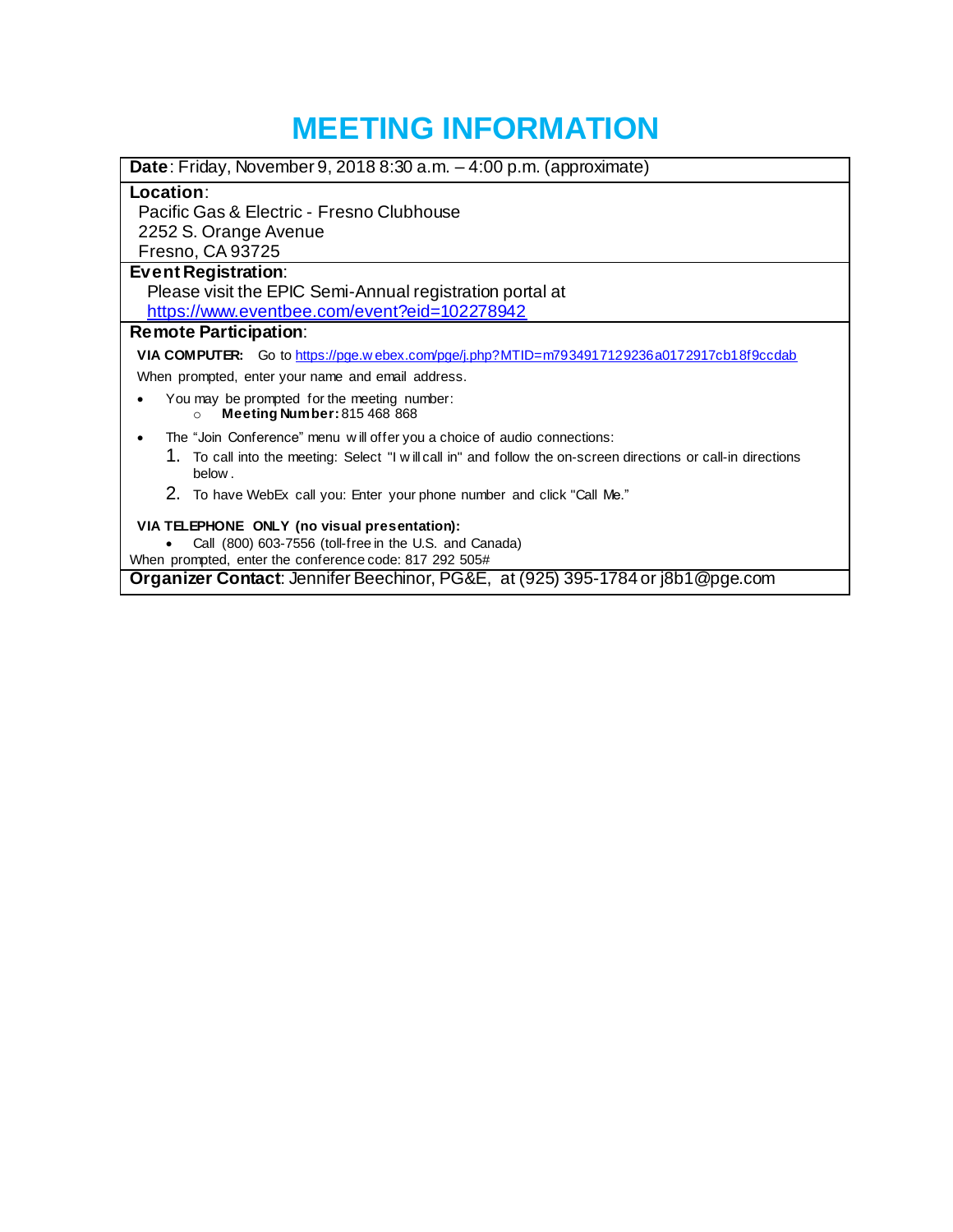# MEETING INFORMATION

**Date**: Friday, November 9, 2018 8:30 a.m. – 4:00 p.m. (approximate)

**Location**:

Pacific Gas & Electric - Fresno Clubhouse
2252 S. Orange Avenue
Fresno, CA 93725

**Event Registration**:

Please visit the EPIC Semi-Annual registration portal at
https://www.eventbee.com/event?eid=102278942

**Remote Participation**:

**VIA COMPUTER:** Go to https://pge.webex.com/pge/j.php?MTID=m7934917129236a0172917cb18f9ccdab

When prompted, enter your name and email address.

- You may be prompted for the meeting number:
  - **Meeting Number:** 815 468 868
- The "Join Conference" menu will offer you a choice of audio connections:
  1. To call into the meeting: Select "I will call in" and follow the on-screen directions or call-in directions below.
  2. To have WebEx call you: Enter your phone number and click "Call Me."

**VIA TELEPHONE ONLY (no visual presentation):**

- Call (800) 603-7556 (toll-free in the U.S. and Canada)

When prompted, enter the conference code: 817 292 505#

**Organizer Contact**: Jennifer Beechinor, PG&E, at (925) 395-1784 or j8b1@pge.com